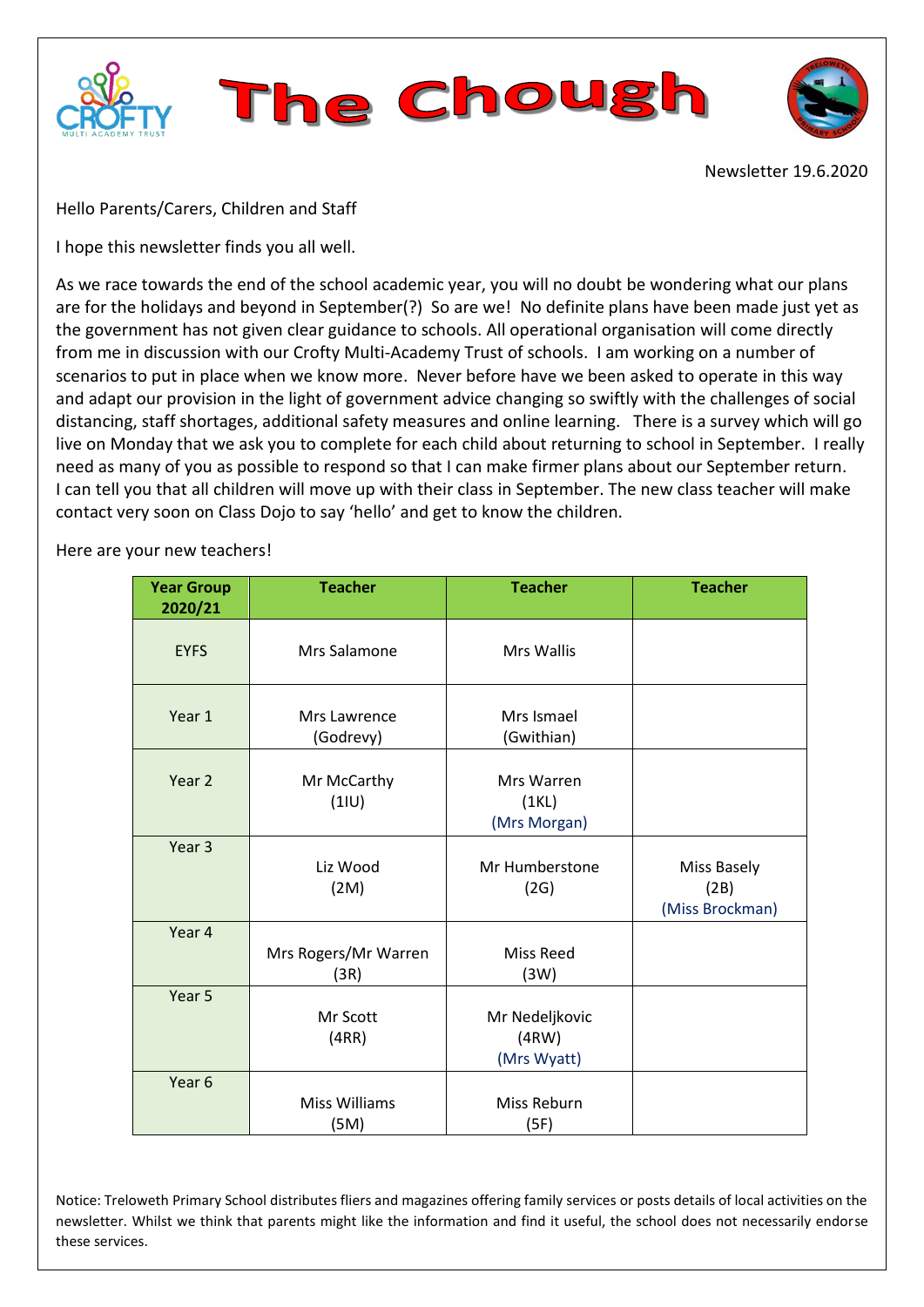# The Chough

Newsletter 19.6.2020

Hello Parents/Carers, Children and Staff

I hope this newsletter finds you all well.

As we race towards the end of the school academic year, you will no doubt be wondering what our plans are for the holidays and beyond in September(?) So are we! No definite plans have been made just yet as the government has not given clear guidance to schools. All operational organisation will come directly from me in discussion with our Crofty Multi-Academy Trust of schools. I am working on a number of scenarios to put in place when we know more. Never before have we been asked to operate in this way and adapt our provision in the light of government advice changing so swiftly with the challenges of social distancing, staff shortages, additional safety measures and online learning. There is a survey which will go live on Monday that we ask you to complete for each child about returning to school in September. I really need as many of you as possible to respond so that I can make firmer plans about our September return. I can tell you that all children will move up with their class in September. The new class teacher will make contact very soon on Class Dojo to say 'hello' and get to know the children.

Here are your new teachers!

| Year Group 2020/21 | Teacher | Teacher | Teacher |
|---|---|---|---|
| EYFS | Mrs Salamone | Mrs Wallis | |
| Year 1 | Mrs Lawrence (Godrevy) | Mrs Ismael (Gwithian) | |
| Year 2 | Mr McCarthy (1IU) | Mrs Warren (1KL) (Mrs Morgan) | |
| Year 3 | Liz Wood (2M) | Mr Humberstone (2G) | Miss Basely (2B) (Miss Brockman) |
| Year 4 | Mrs Rogers/Mr Warren (3R) | Miss Reed (3W) | |
| Year 5 | Mr Scott (4RR) | Mr Nedeljkovic (4RW) (Mrs Wyatt) | |
| Year 6 | Miss Williams (5M) | Miss Reburn (5F) | |

Notice: Treloweth Primary School distributes fliers and magazines offering family services or posts details of local activities on the newsletter. Whilst we think that parents might like the information and find it useful, the school does not necessarily endorse these services.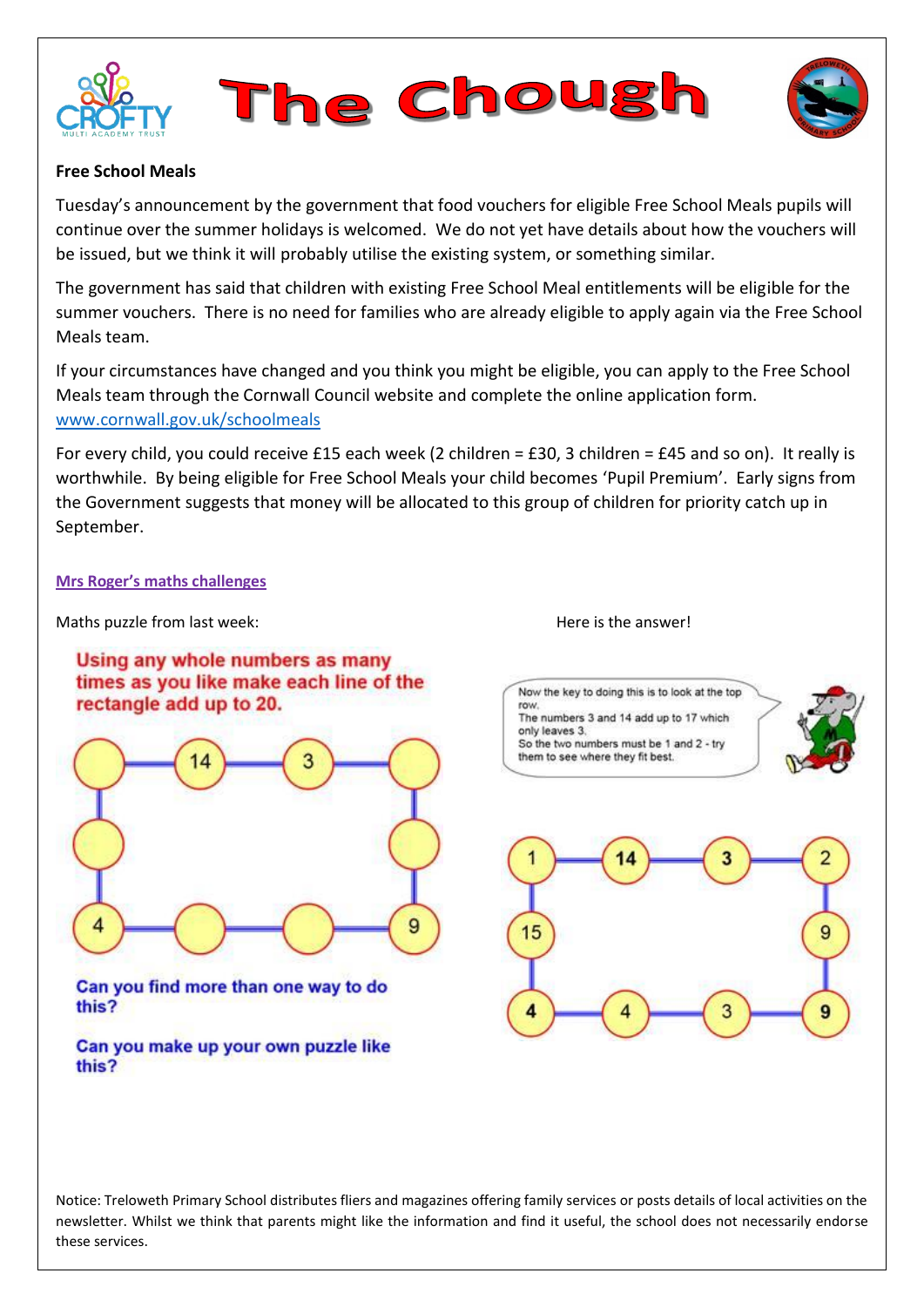# The Chough

**Free School Meals**

Tuesday's announcement by the government that food vouchers for eligible Free School Meals pupils will continue over the summer holidays is welcomed. We do not yet have details about how the vouchers will be issued, but we think it will probably utilise the existing system, or something similar.

The government has said that children with existing Free School Meal entitlements will be eligible for the summer vouchers. There is no need for families who are already eligible to apply again via the Free School Meals team.

If your circumstances have changed and you think you might be eligible, you can apply to the Free School Meals team through the Cornwall Council website and complete the online application form. www.cornwall.gov.uk/schoolmeals

For every child, you could receive £15 each week (2 children = £30, 3 children = £45 and so on). It really is worthwhile. By being eligible for Free School Meals your child becomes 'Pupil Premium'. Early signs from the Government suggests that money will be allocated to this group of children for priority catch up in September.

**Mrs Roger's maths challenges**

Maths puzzle from last week:

Using any whole numbers as many times as you like make each line of the rectangle add up to 20.

Can you find more than one way to do this?

Can you make up your own puzzle like this?

Here is the answer!

Now the key to doing this is to look at the top row.
The numbers 3 and 14 add up to 17 which only leaves 3.
So the two numbers must be 1 and 2 - try them to see where they fit best.

Notice: Treloweth Primary School distributes fliers and magazines offering family services or posts details of local activities on the newsletter. Whilst we think that parents might like the information and find it useful, the school does not necessarily endorse these services.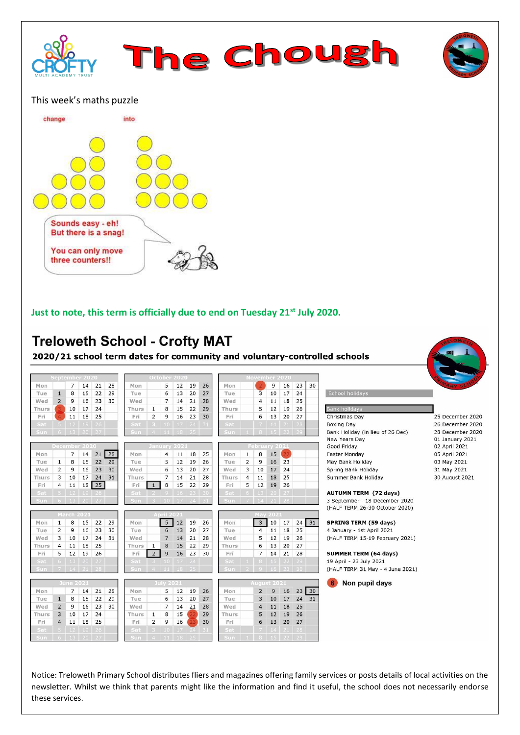# The Chough

This week's maths puzzle

change into

Sounds easy - eh!
But there is a snag!

You can only move three counters!!

**Just to note, this term is officially due to end on Tuesday 21st July 2020.**

## Treloweth School - Crofty MAT

**2020/21 school term dates for community and voluntary-controlled schools**

| September 2020 | | | | | |
|---|---|---|---|---|---|
| Mon | | 7 | 14 | 21 | 28 |
| Tue | 1 | 8 | 15 | 22 | 29 |
| Wed | 2 | 9 | 16 | 23 | 30 |
| Thurs | 3 | 10 | 17 | 24 | |
| Fri | 4 | 11 | 18 | 25 | |
| Sat | 5 | 12 | 19 | 26 | |
| Sun | 6 | 13 | 20 | 27 | |

| October 2020 | | | | | |
|---|---|---|---|---|---|
| Mon | | 5 | 12 | 19 | 26 |
| Tue | | 6 | 13 | 20 | 27 |
| Wed | | 7 | 14 | 21 | 28 |
| Thurs | 1 | 8 | 15 | 22 | 29 |
| Fri | 2 | 9 | 16 | 23 | 30 |
| Sat | 3 | 10 | 17 | 24 | 31 |
| Sun | 4 | 11 | 18 | 25 | |

| November 2020 | | | | | |
|---|---|---|---|---|---|
| Mon | 2 | 9 | 16 | 23 | 30 |
| Tue | 3 | 10 | 17 | 24 | |
| Wed | 4 | 11 | 18 | 25 | |
| Thurs | 5 | 12 | 19 | 26 | |
| Fri | 6 | 13 | 20 | 27 | |
| Sat | 7 | 14 | 21 | 28 | |
| Sun | 1 | 8 | 15 | 22 | 29 |

| December 2020 | | | | | |
|---|---|---|---|---|---|
| Mon | | 7 | 14 | 21 | 28 |
| Tue | 1 | 8 | 15 | 22 | 29 |
| Wed | 2 | 9 | 16 | 23 | 30 |
| Thurs | 3 | 10 | 17 | 24 | 31 |
| Fri | 4 | 11 | 18 | 25 | |
| Sat | 5 | 12 | 19 | 26 | |
| Sun | 6 | 13 | 20 | 27 | |

| January 2021 | | | | | |
|---|---|---|---|---|---|
| Mon | | 4 | 11 | 18 | 25 |
| Tue | | 5 | 12 | 19 | 26 |
| Wed | | 6 | 13 | 20 | 27 |
| Thurs | | 7 | 14 | 21 | 28 |
| Fri | 1 | 8 | 15 | 22 | 29 |
| Sat | 2 | 9 | 16 | 23 | 30 |
| Sun | 3 | 10 | 17 | 24 | 31 |

| February 2021 | | | | |
|---|---|---|---|---|
| Mon | 1 | 8 | 15 | 22 |
| Tue | 2 | 9 | 16 | 23 |
| Wed | 3 | 10 | 17 | 24 |
| Thurs | 4 | 11 | 18 | 25 |
| Fri | 5 | 12 | 19 | 26 |
| Sat | 6 | 13 | 20 | 27 |
| Sun | 7 | 14 | 21 | 28 |

| March 2021 | | | | | |
|---|---|---|---|---|---|
| Mon | 1 | 8 | 15 | 22 | 29 |
| Tue | 2 | 9 | 16 | 23 | 30 |
| Wed | 3 | 10 | 17 | 24 | 31 |
| Thurs | 4 | 11 | 18 | 25 | |
| Fri | 5 | 12 | 19 | 26 | |
| Sat | 6 | 13 | 20 | 27 | |
| Sun | 7 | 14 | 21 | 28 | |

| April 2021 | | | | | |
|---|---|---|---|---|---|
| Mon | | 5 | 12 | 19 | 26 |
| Tue | | 6 | 13 | 20 | 27 |
| Wed | | 7 | 14 | 21 | 28 |
| Thurs | 1 | 8 | 15 | 22 | 29 |
| Fri | 2 | 9 | 16 | 23 | 30 |
| Sat | 3 | 10 | 17 | 24 | |
| Sun | 4 | 11 | 18 | 25 | |

| May 2021 | | | | | |
|---|---|---|---|---|---|
| Mon | | 3 | 10 | 17 | 24 | 31 |
| Tue | | 4 | 11 | 18 | 25 |
| Wed | | 5 | 12 | 19 | 26 |
| Thurs | | 6 | 13 | 20 | 27 |
| Fri | | 7 | 14 | 21 | 28 |
| Sat | 1 | 8 | 15 | 22 | 29 |
| Sun | 2 | 9 | 16 | 23 | 30 |

| June 2021 | | | | | |
|---|---|---|---|---|---|
| Mon | | 7 | 14 | 21 | 28 |
| Tue | 1 | 8 | 15 | 22 | 29 |
| Wed | 2 | 9 | 16 | 23 | 30 |
| Thurs | 3 | 10 | 17 | 24 | |
| Fri | 4 | 11 | 18 | 25 | |
| Sat | 5 | 12 | 19 | 26 | |
| Sun | 6 | 13 | 20 | 27 | |

| July 2021 | | | | | |
|---|---|---|---|---|---|
| Mon | | 5 | 12 | 19 | 26 |
| Tue | | 6 | 13 | 20 | 27 |
| Wed | | 7 | 14 | 21 | 28 |
| Thurs | 1 | 8 | 15 | 22 | 29 |
| Fri | 2 | 9 | 16 | 23 | 30 |
| Sat | 3 | 10 | 17 | 24 | 31 |
| Sun | 4 | 11 | 18 | 25 | |

| August 2021 | | | | | |
|---|---|---|---|---|---|
| Mon | | 2 | 9 | 16 | 23 | 30 |
| Tue | | 3 | 10 | 17 | 24 | 31 |
| Wed | | 4 | 11 | 18 | 25 |
| Thurs | | 5 | 12 | 19 | 26 |
| Fri | | 6 | 13 | 20 | 27 |
| Sat | | 7 | 14 | 21 | 28 |
| Sun | 1 | 8 | 15 | 22 | 29 |

School holidays

Bank holidays

| | |
|---|---|
| Christmas Day | 25 December 2020 |
| Boxing Day | 26 December 2020 |
| Bank Holiday (in lieu of 26 Dec) | 28 December 2020 |
| New Years Day | 01 January 2021 |
| Good Friday | 02 April 2021 |
| Easter Monday | 05 April 2021 |
| May Bank Holiday | 03 May 2021 |
| Spring Bank Holiday | 31 May 2021 |
| Summer Bank Holiday | 30 August 2021 |

**AUTUMN TERM (72 days)**
3 September - 18 December 2020
(HALF TERM 26-30 October 2020)

**SPRING TERM (59 days)**
4 January - 1st April 2021
(HALF TERM 15-19 February 2021)

**SUMMER TERM (64 days)**
19 April - 23 July 2021
(HALF TERM 31 May - 4 June 2021)

6 **Non pupil days**

Notice: Treloweth Primary School distributes fliers and magazines offering family services or posts details of local activities on the newsletter. Whilst we think that parents might like the information and find it useful, the school does not necessarily endorse these services.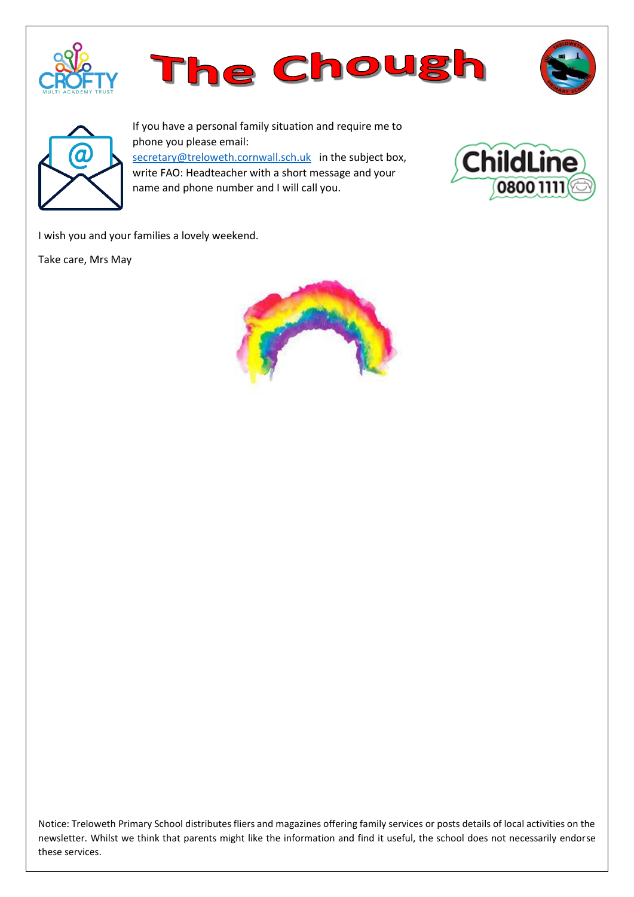# The Chough

If you have a personal family situation and require me to phone you please email: secretary@treloweth.cornwall.sch.uk in the subject box, write FAO: Headteacher with a short message and your name and phone number and I will call you.

ChildLine 0800 1111

I wish you and your families a lovely weekend.

Take care, Mrs May

Notice: Treloweth Primary School distributes fliers and magazines offering family services or posts details of local activities on the newsletter. Whilst we think that parents might like the information and find it useful, the school does not necessarily endorse these services.